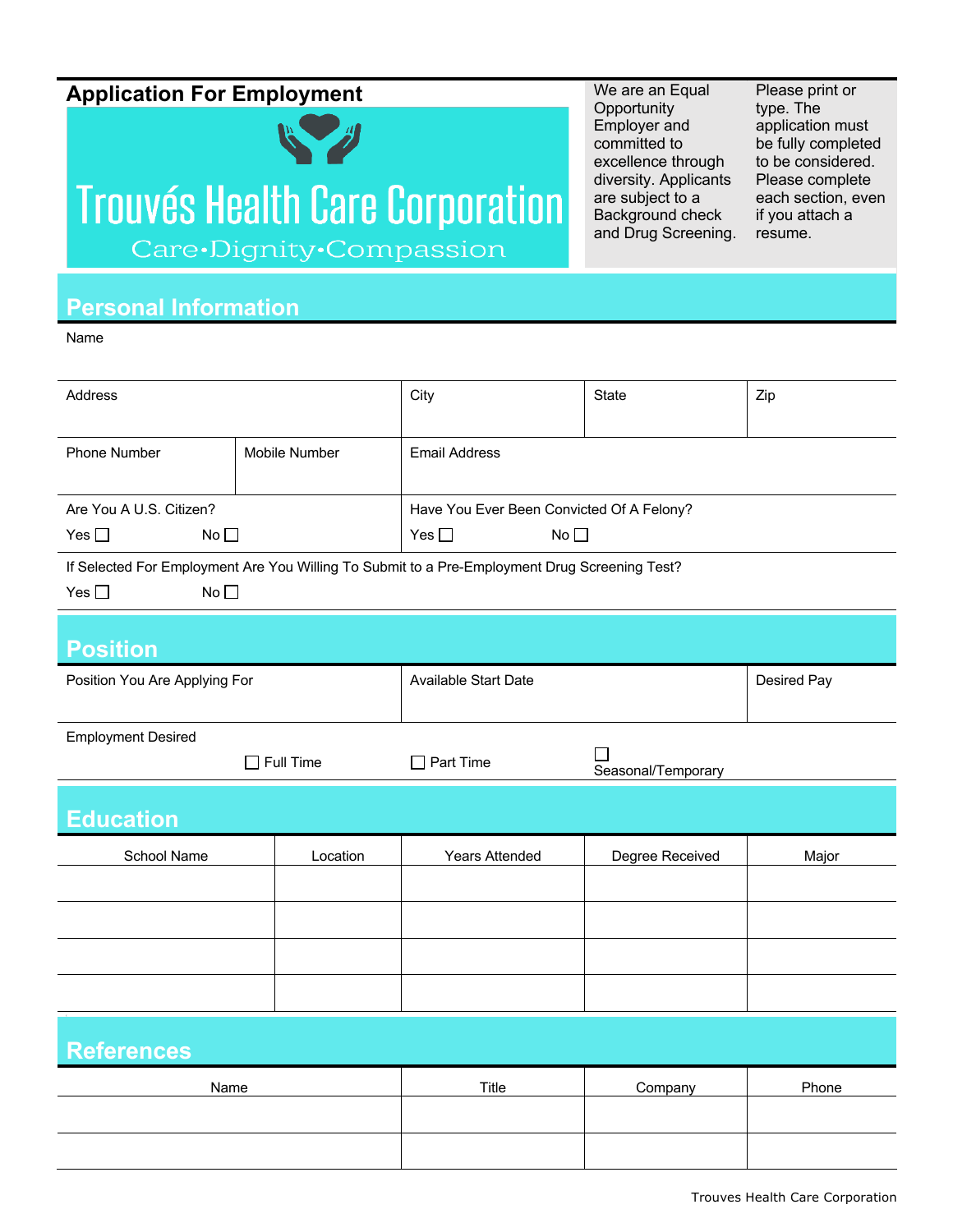# Application For Employment

**Trouvés Health Care Corporation**

Care•Dignity•Compassion

We are an Equal Opportunity Employer and committed to excellence through diversity. Applicants are subject to a Background check and Drug Screening.

Please print or type. The application must be fully completed to be considered. Please complete each section, even if you attach a resume.

## Personal Information

Name

| Address | | City | State | Zip |
|---|---|---|---|---|
| | | | | |

| Phone Number | Mobile Number | Email Address |
|---|---|---|
| | | |

| Are You A U.S. Citizen? | Have You Ever Been Convicted Of A Felony? |
|---|---|
| Yes ☐ No ☐ | Yes ☐ No ☐ |

If Selected For Employment Are You Willing To Submit to a Pre-Employment Drug Screening Test?

Yes ☐ No ☐

## Position

| Position You Are Applying For | Available Start Date | Desired Pay |
|---|---|---|
| | | |

Employment Desired

☐ Full Time ☐ Part Time ☐ Seasonal/Temporary

## Education

| School Name | Location | Years Attended | Degree Received | Major |
|---|---|---|---|---|
| | | | | |
| | | | | |
| | | | | |
| | | | | |

## References

| Name | Title | Company | Phone |
|---|---|---|---|
| | | | |
| | | | |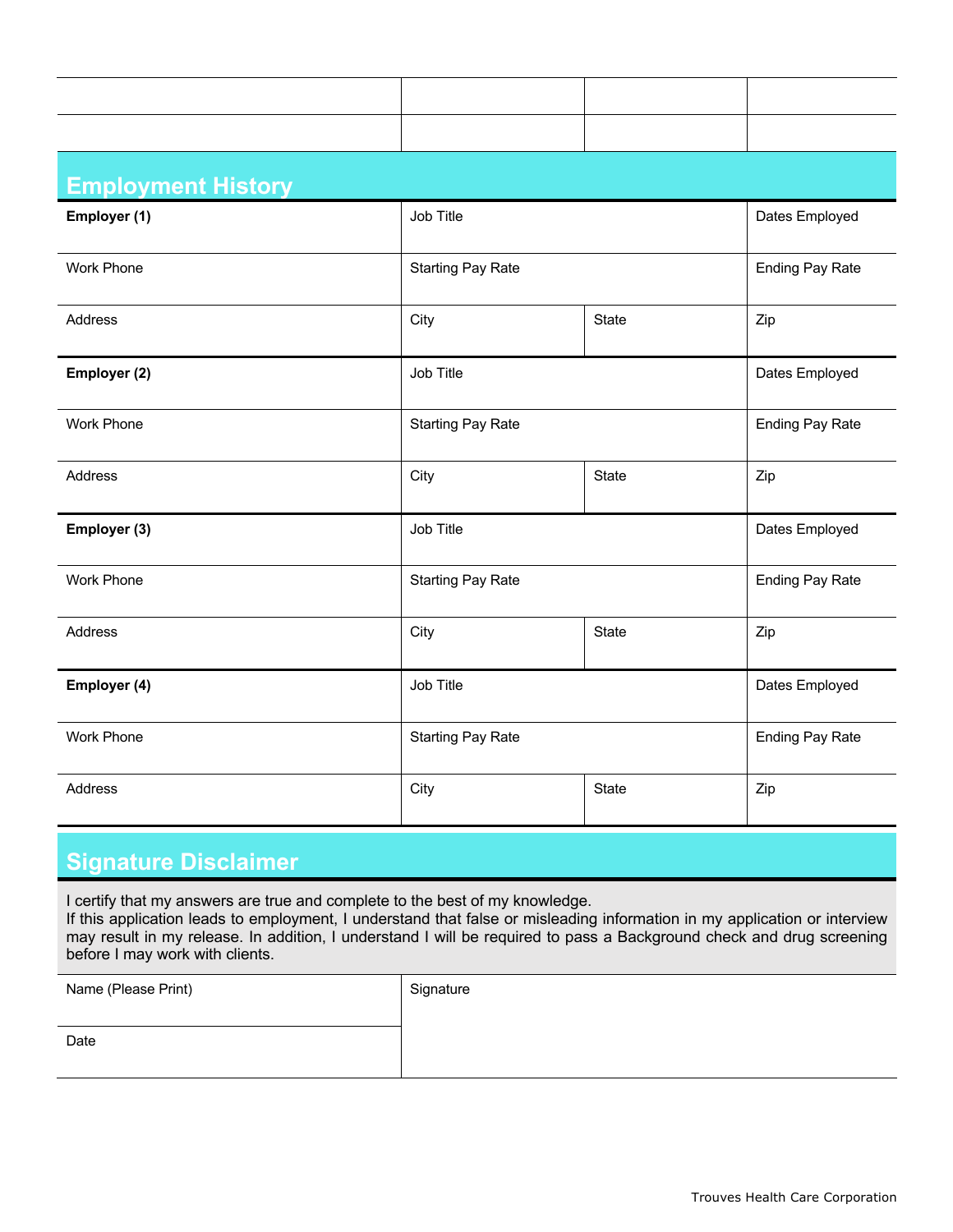| | | | |
|---|---|---|---|
| | | | |
| | | | |

## Employment History

| | | | |
|---|---|---|---|
| **Employer (1)** | Job Title | | Dates Employed |
| Work Phone | Starting Pay Rate | | Ending Pay Rate |
| Address | City | State | Zip |
| **Employer (2)** | Job Title | | Dates Employed |
| Work Phone | Starting Pay Rate | | Ending Pay Rate |
| Address | City | State | Zip |
| **Employer (3)** | Job Title | | Dates Employed |
| Work Phone | Starting Pay Rate | | Ending Pay Rate |
| Address | City | State | Zip |
| **Employer (4)** | Job Title | | Dates Employed |
| Work Phone | Starting Pay Rate | | Ending Pay Rate |
| Address | City | State | Zip |

## Signature Disclaimer

I certify that my answers are true and complete to the best of my knowledge.
If this application leads to employment, I understand that false or misleading information in my application or interview may result in my release. In addition, I understand I will be required to pass a Background check and drug screening before I may work with clients.

| | |
|---|---|
| Name (Please Print) | Signature |
| Date | |

Trouves Health Care Corporation